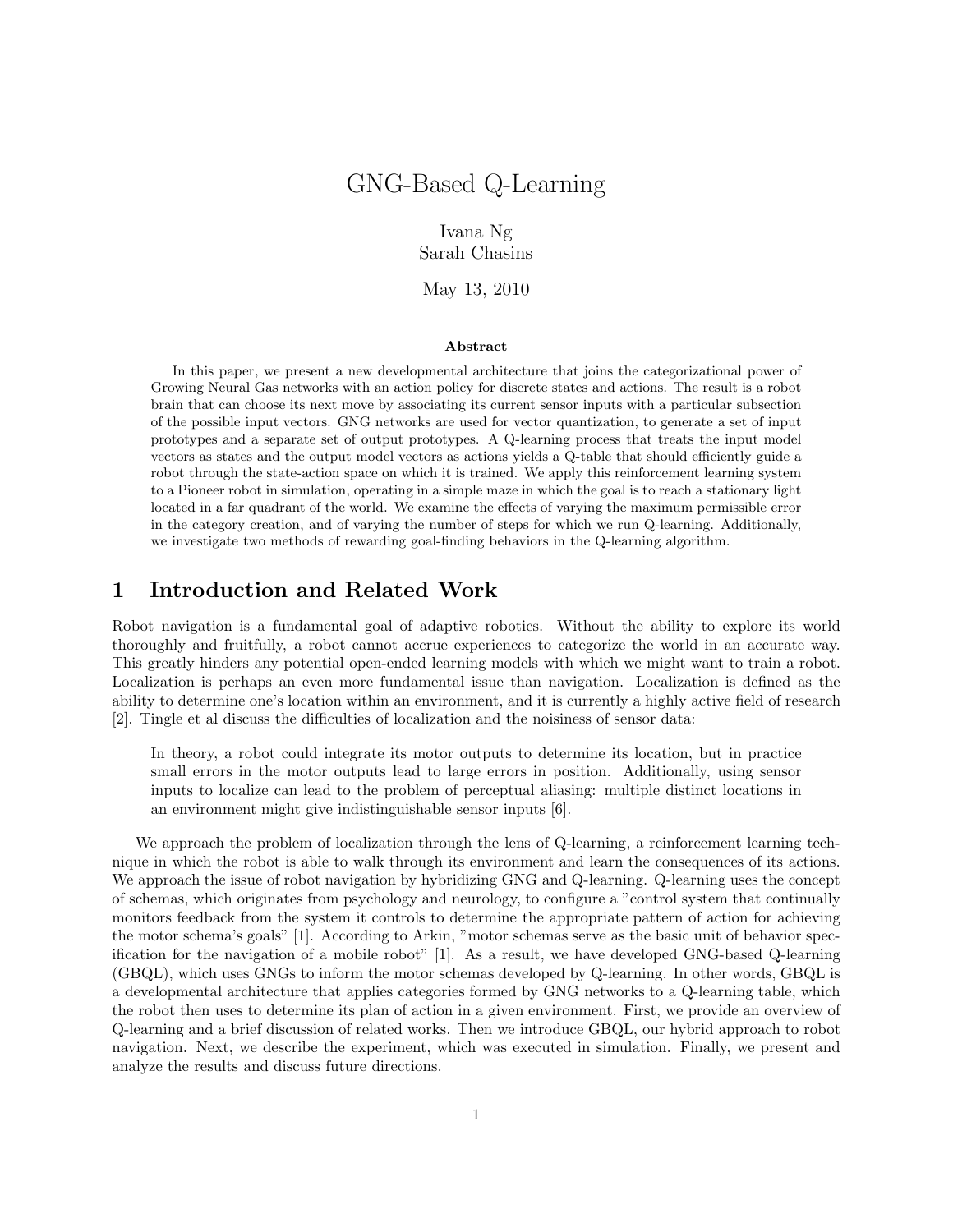# GNG-Based Q-Learning

Ivana Ng
Sarah Chasins

May 13, 2010

**Abstract**

In this paper, we present a new developmental architecture that joins the categorizational power of Growing Neural Gas networks with an action policy for discrete states and actions. The result is a robot brain that can choose its next move by associating its current sensor inputs with a particular subsection of the possible input vectors. GNG networks are used for vector quantization, to generate a set of input prototypes and a separate set of output prototypes. A Q-learning process that treats the input model vectors as states and the output model vectors as actions yields a Q-table that should efficiently guide a robot through the state-action space on which it is trained. We apply this reinforcement learning system to a Pioneer robot in simulation, operating in a simple maze in which the goal is to reach a stationary light located in a far quadrant of the world. We examine the effects of varying the maximum permissible error in the category creation, and of varying the number of steps for which we run Q-learning. Additionally, we investigate two methods of rewarding goal-finding behaviors in the Q-learning algorithm.

## 1 Introduction and Related Work

Robot navigation is a fundamental goal of adaptive robotics. Without the ability to explore its world thoroughly and fruitfully, a robot cannot accrue experiences to categorize the world in an accurate way. This greatly hinders any potential open-ended learning models with which we might want to train a robot. Localization is perhaps an even more fundamental issue than navigation. Localization is defined as the ability to determine one's location within an environment, and it is currently a highly active field of research [2]. Tingle et al discuss the difficulties of localization and the noisiness of sensor data:

> In theory, a robot could integrate its motor outputs to determine its location, but in practice small errors in the motor outputs lead to large errors in position. Additionally, using sensor inputs to localize can lead to the problem of perceptual aliasing: multiple distinct locations in an environment might give indistinguishable sensor inputs [6].

We approach the problem of localization through the lens of Q-learning, a reinforcement learning technique in which the robot is able to walk through its environment and learn the consequences of its actions. We approach the issue of robot navigation by hybridizing GNG and Q-learning. Q-learning uses the concept of schemas, which originates from psychology and neurology, to configure a "control system that continually monitors feedback from the system it controls to determine the appropriate pattern of action for achieving the motor schema's goals" [1]. According to Arkin, "motor schemas serve as the basic unit of behavior specification for the navigation of a mobile robot" [1]. As a result, we have developed GNG-based Q-learning (GBQL), which uses GNGs to inform the motor schemas developed by Q-learning. In other words, GBQL is a developmental architecture that applies categories formed by GNG networks to a Q-learning table, which the robot then uses to determine its plan of action in a given environment. First, we provide an overview of Q-learning and a brief discussion of related works. Then we introduce GBQL, our hybrid approach to robot navigation. Next, we describe the experiment, which was executed in simulation. Finally, we present and analyze the results and discuss future directions.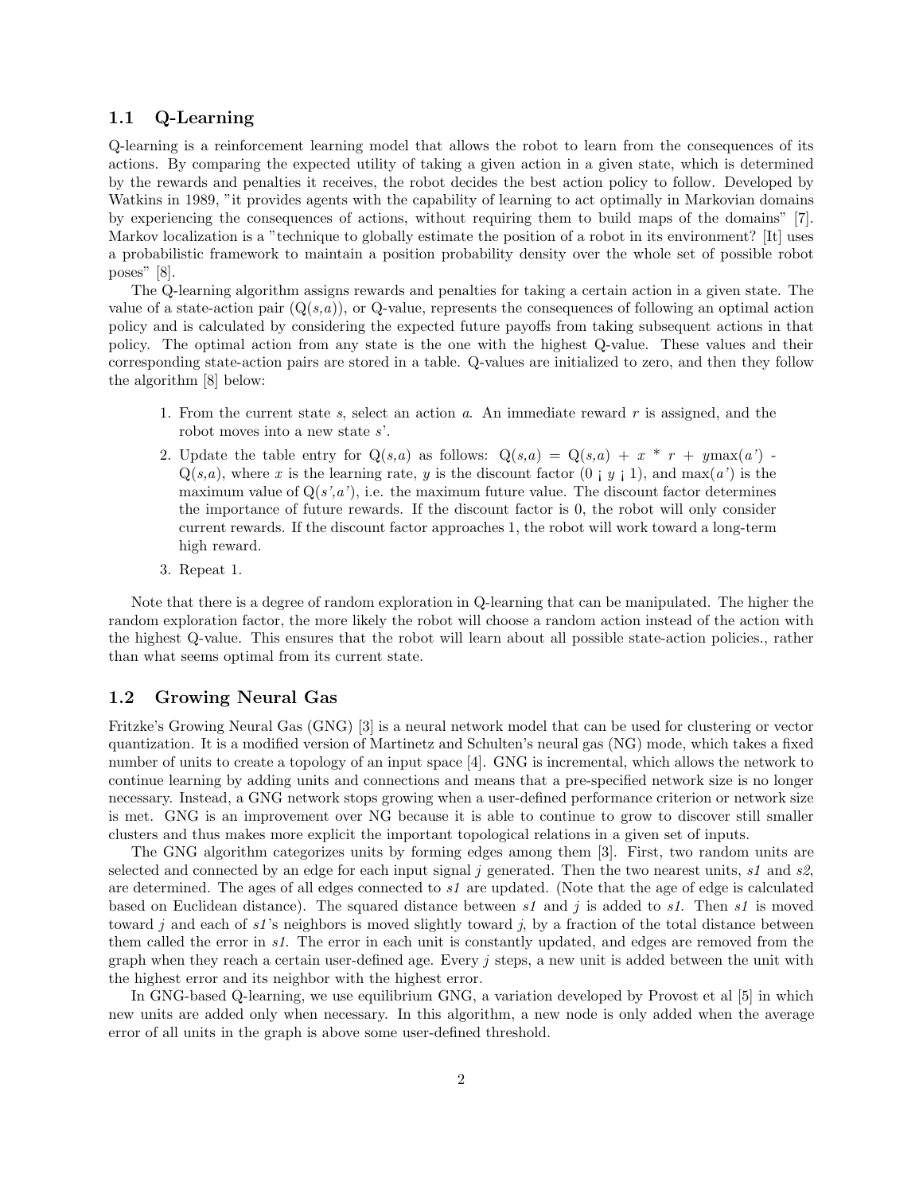## 1.1 Q-Learning

Q-learning is a reinforcement learning model that allows the robot to learn from the consequences of its actions. By comparing the expected utility of taking a given action in a given state, which is determined by the rewards and penalties it receives, the robot decides the best action policy to follow. Developed by Watkins in 1989, "it provides agents with the capability of learning to act optimally in Markovian domains by experiencing the consequences of actions, without requiring them to build maps of the domains" [7]. Markov localization is a "technique to globally estimate the position of a robot in its environment? [It] uses a probabilistic framework to maintain a position probability density over the whole set of possible robot poses" [8].

The Q-learning algorithm assigns rewards and penalties for taking a certain action in a given state. The value of a state-action pair (Q($s$,$a$)), or Q-value, represents the consequences of following an optimal action policy and is calculated by considering the expected future payoffs from taking subsequent actions in that policy. The optimal action from any state is the one with the highest Q-value. These values and their corresponding state-action pairs are stored in a table. Q-values are initialized to zero, and then they follow the algorithm [8] below:

1. From the current state $s$, select an action $a$. An immediate reward $r$ is assigned, and the robot moves into a new state $s$'.
2. Update the table entry for Q($s$,$a$) as follows: Q($s$,$a$) = Q($s$,$a$) + $x$ * $r$ + $y$max($a$') - Q($s$,$a$), where $x$ is the learning rate, $y$ is the discount factor (0 ¡ $y$ ¡ 1), and max($a$') is the maximum value of Q($s$',$a$'), i.e. the maximum future value. The discount factor determines the importance of future rewards. If the discount factor is 0, the robot will only consider current rewards. If the discount factor approaches 1, the robot will work toward a long-term high reward.
3. Repeat 1.

Note that there is a degree of random exploration in Q-learning that can be manipulated. The higher the random exploration factor, the more likely the robot will choose a random action instead of the action with the highest Q-value. This ensures that the robot will learn about all possible state-action policies., rather than what seems optimal from its current state.

## 1.2 Growing Neural Gas

Fritzke's Growing Neural Gas (GNG) [3] is a neural network model that can be used for clustering or vector quantization. It is a modified version of Martinetz and Schulten's neural gas (NG) mode, which takes a fixed number of units to create a topology of an input space [4]. GNG is incremental, which allows the network to continue learning by adding units and connections and means that a pre-specified network size is no longer necessary. Instead, a GNG network stops growing when a user-defined performance criterion or network size is met. GNG is an improvement over NG because it is able to continue to grow to discover still smaller clusters and thus makes more explicit the important topological relations in a given set of inputs.

The GNG algorithm categorizes units by forming edges among them [3]. First, two random units are selected and connected by an edge for each input signal $j$ generated. Then the two nearest units, $s1$ and $s2$, are determined. The ages of all edges connected to $s1$ are updated. (Note that the age of edge is calculated based on Euclidean distance). The squared distance between $s1$ and $j$ is added to $s1$. Then $s1$ is moved toward $j$ and each of $s1$'s neighbors is moved slightly toward $j$, by a fraction of the total distance between them called the error in $s1$. The error in each unit is constantly updated, and edges are removed from the graph when they reach a certain user-defined age. Every $j$ steps, a new unit is added between the unit with the highest error and its neighbor with the highest error.

In GNG-based Q-learning, we use equilibrium GNG, a variation developed by Provost et al [5] in which new units are added only when necessary. In this algorithm, a new node is only added when the average error of all units in the graph is above some user-defined threshold.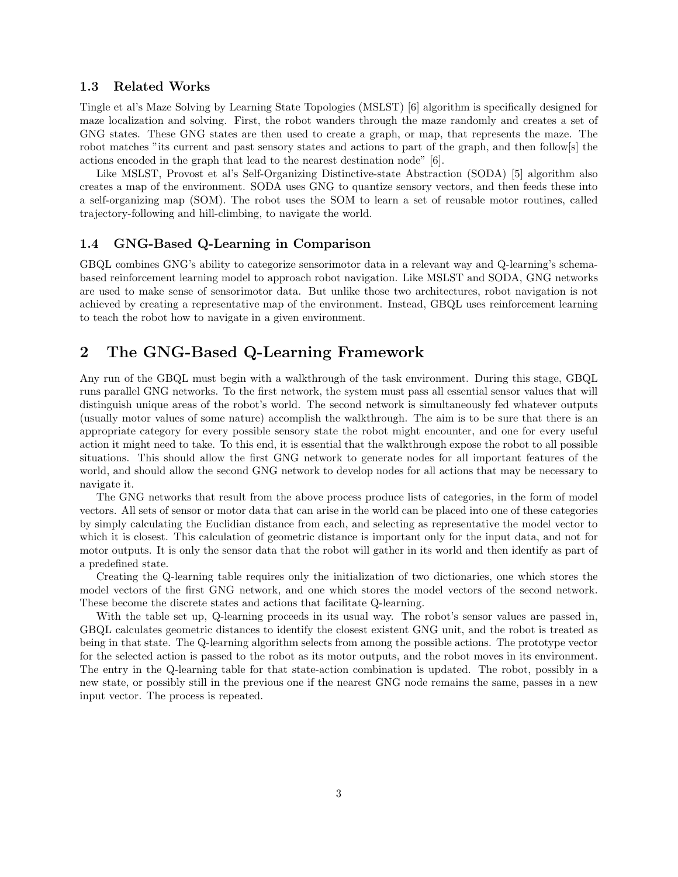### 1.3 Related Works

Tingle et al's Maze Solving by Learning State Topologies (MSLST) [6] algorithm is specifically designed for maze localization and solving. First, the robot wanders through the maze randomly and creates a set of GNG states. These GNG states are then used to create a graph, or map, that represents the maze. The robot matches "its current and past sensory states and actions to part of the graph, and then follow[s] the actions encoded in the graph that lead to the nearest destination node" [6].

Like MSLST, Provost et al's Self-Organizing Distinctive-state Abstraction (SODA) [5] algorithm also creates a map of the environment. SODA uses GNG to quantize sensory vectors, and then feeds these into a self-organizing map (SOM). The robot uses the SOM to learn a set of reusable motor routines, called trajectory-following and hill-climbing, to navigate the world.

### 1.4 GNG-Based Q-Learning in Comparison

GBQL combines GNG's ability to categorize sensorimotor data in a relevant way and Q-learning's schema-based reinforcement learning model to approach robot navigation. Like MSLST and SODA, GNG networks are used to make sense of sensorimotor data. But unlike those two architectures, robot navigation is not achieved by creating a representative map of the environment. Instead, GBQL uses reinforcement learning to teach the robot how to navigate in a given environment.

## 2 The GNG-Based Q-Learning Framework

Any run of the GBQL must begin with a walkthrough of the task environment. During this stage, GBQL runs parallel GNG networks. To the first network, the system must pass all essential sensor values that will distinguish unique areas of the robot's world. The second network is simultaneously fed whatever outputs (usually motor values of some nature) accomplish the walkthrough. The aim is to be sure that there is an appropriate category for every possible sensory state the robot might encounter, and one for every useful action it might need to take. To this end, it is essential that the walkthrough expose the robot to all possible situations. This should allow the first GNG network to generate nodes for all important features of the world, and should allow the second GNG network to develop nodes for all actions that may be necessary to navigate it.

The GNG networks that result from the above process produce lists of categories, in the form of model vectors. All sets of sensor or motor data that can arise in the world can be placed into one of these categories by simply calculating the Euclidian distance from each, and selecting as representative the model vector to which it is closest. This calculation of geometric distance is important only for the input data, and not for motor outputs. It is only the sensor data that the robot will gather in its world and then identify as part of a predefined state.

Creating the Q-learning table requires only the initialization of two dictionaries, one which stores the model vectors of the first GNG network, and one which stores the model vectors of the second network. These become the discrete states and actions that facilitate Q-learning.

With the table set up, Q-learning proceeds in its usual way. The robot's sensor values are passed in, GBQL calculates geometric distances to identify the closest existent GNG unit, and the robot is treated as being in that state. The Q-learning algorithm selects from among the possible actions. The prototype vector for the selected action is passed to the robot as its motor outputs, and the robot moves in its environment. The entry in the Q-learning table for that state-action combination is updated. The robot, possibly in a new state, or possibly still in the previous one if the nearest GNG node remains the same, passes in a new input vector. The process is repeated.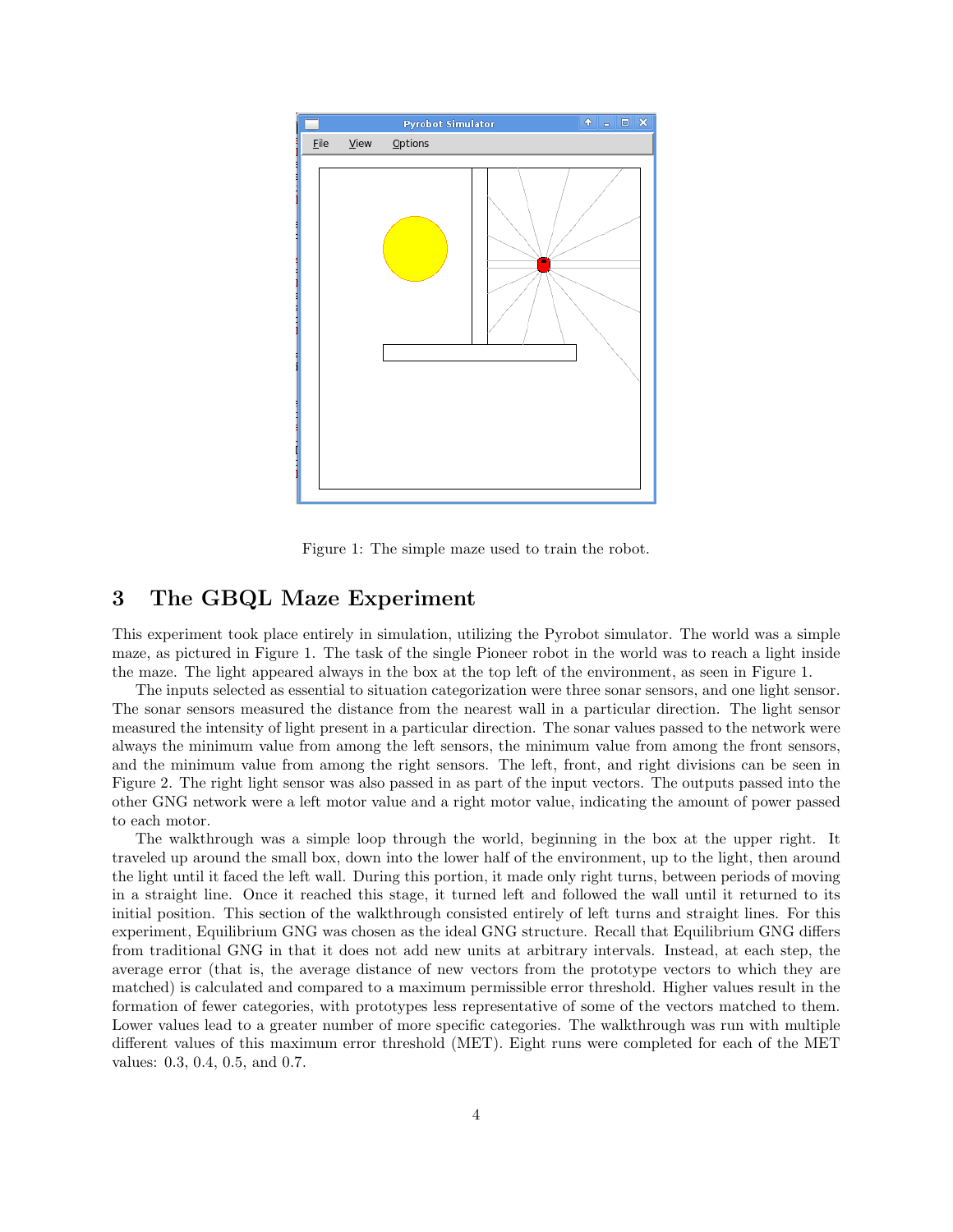Figure 1: The simple maze used to train the robot.

## 3 The GBQL Maze Experiment

This experiment took place entirely in simulation, utilizing the Pyrobot simulator. The world was a simple maze, as pictured in Figure 1. The task of the single Pioneer robot in the world was to reach a light inside the maze. The light appeared always in the box at the top left of the environment, as seen in Figure 1.

The inputs selected as essential to situation categorization were three sonar sensors, and one light sensor. The sonar sensors measured the distance from the nearest wall in a particular direction. The light sensor measured the intensity of light present in a particular direction. The sonar values passed to the network were always the minimum value from among the left sensors, the minimum value from among the front sensors, and the minimum value from among the right sensors. The left, front, and right divisions can be seen in Figure 2. The right light sensor was also passed in as part of the input vectors. The outputs passed into the other GNG network were a left motor value and a right motor value, indicating the amount of power passed to each motor.

The walkthrough was a simple loop through the world, beginning in the box at the upper right. It traveled up around the small box, down into the lower half of the environment, up to the light, then around the light until it faced the left wall. During this portion, it made only right turns, between periods of moving in a straight line. Once it reached this stage, it turned left and followed the wall until it returned to its initial position. This section of the walkthrough consisted entirely of left turns and straight lines. For this experiment, Equilibrium GNG was chosen as the ideal GNG structure. Recall that Equilibrium GNG differs from traditional GNG in that it does not add new units at arbitrary intervals. Instead, at each step, the average error (that is, the average distance of new vectors from the prototype vectors to which they are matched) is calculated and compared to a maximum permissible error threshold. Higher values result in the formation of fewer categories, with prototypes less representative of some of the vectors matched to them. Lower values lead to a greater number of more specific categories. The walkthrough was run with multiple different values of this maximum error threshold (MET). Eight runs were completed for each of the MET values: 0.3, 0.4, 0.5, and 0.7.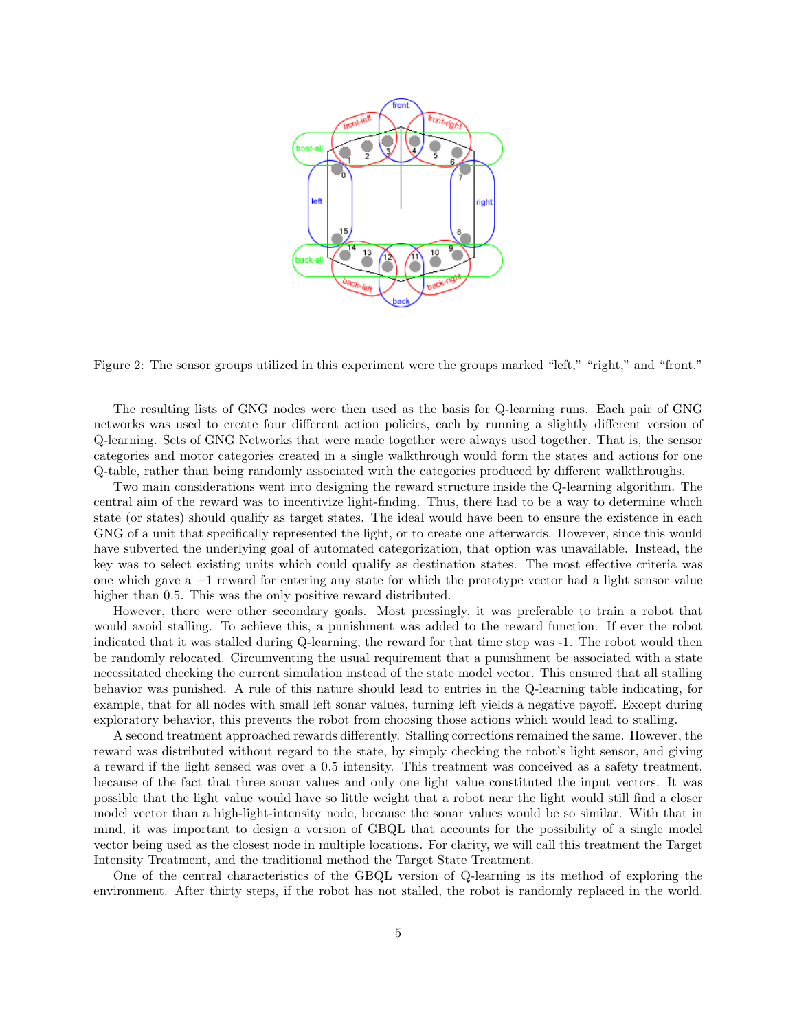Figure 2: The sensor groups utilized in this experiment were the groups marked "left," "right," and "front."

The resulting lists of GNG nodes were then used as the basis for Q-learning runs. Each pair of GNG networks was used to create four different action policies, each by running a slightly different version of Q-learning. Sets of GNG Networks that were made together were always used together. That is, the sensor categories and motor categories created in a single walkthrough would form the states and actions for one Q-table, rather than being randomly associated with the categories produced by different walkthroughs.

Two main considerations went into designing the reward structure inside the Q-learning algorithm. The central aim of the reward was to incentivize light-finding. Thus, there had to be a way to determine which state (or states) should qualify as target states. The ideal would have been to ensure the existence in each GNG of a unit that specifically represented the light, or to create one afterwards. However, since this would have subverted the underlying goal of automated categorization, that option was unavailable. Instead, the key was to select existing units which could qualify as destination states. The most effective criteria was one which gave a +1 reward for entering any state for which the prototype vector had a light sensor value higher than 0.5. This was the only positive reward distributed.

However, there were other secondary goals. Most pressingly, it was preferable to train a robot that would avoid stalling. To achieve this, a punishment was added to the reward function. If ever the robot indicated that it was stalled during Q-learning, the reward for that time step was -1. The robot would then be randomly relocated. Circumventing the usual requirement that a punishment be associated with a state necessitated checking the current simulation instead of the state model vector. This ensured that all stalling behavior was punished. A rule of this nature should lead to entries in the Q-learning table indicating, for example, that for all nodes with small left sonar values, turning left yields a negative payoff. Except during exploratory behavior, this prevents the robot from choosing those actions which would lead to stalling.

A second treatment approached rewards differently. Stalling corrections remained the same. However, the reward was distributed without regard to the state, by simply checking the robot's light sensor, and giving a reward if the light sensed was over a 0.5 intensity. This treatment was conceived as a safety treatment, because of the fact that three sonar values and only one light value constituted the input vectors. It was possible that the light value would have so little weight that a robot near the light would still find a closer model vector than a high-light-intensity node, because the sonar values would be so similar. With that in mind, it was important to design a version of GBQL that accounts for the possibility of a single model vector being used as the closest node in multiple locations. For clarity, we will call this treatment the Target Intensity Treatment, and the traditional method the Target State Treatment.

One of the central characteristics of the GBQL version of Q-learning is its method of exploring the environment. After thirty steps, if the robot has not stalled, the robot is randomly replaced in the world.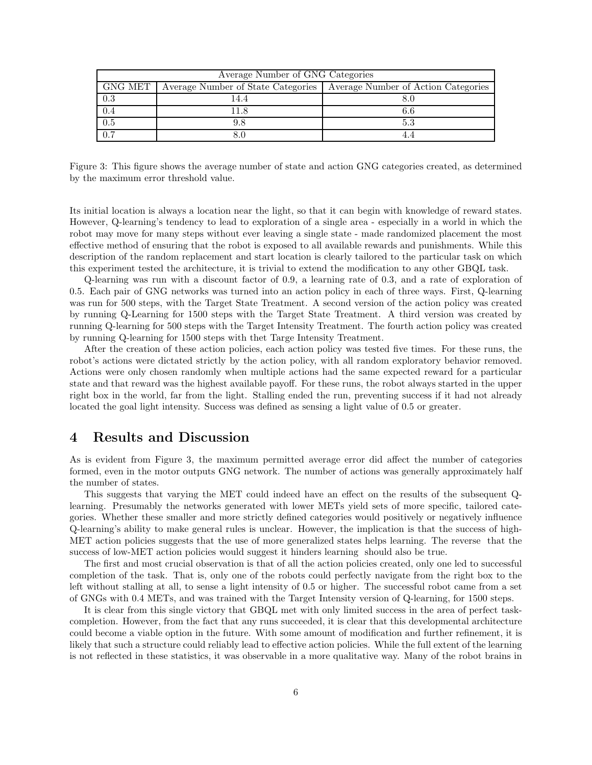| Average Number of GNG Categories | | |
|---|---|---|
| GNG MET | Average Number of State Categories | Average Number of Action Categories |
| 0.3 | 14.4 | 8.0 |
| 0.4 | 11.8 | 6.6 |
| 0.5 | 9.8 | 5.3 |
| 0.7 | 8.0 | 4.4 |

Figure 3: This figure shows the average number of state and action GNG categories created, as determined by the maximum error threshold value.

Its initial location is always a location near the light, so that it can begin with knowledge of reward states. However, Q-learning's tendency to lead to exploration of a single area - especially in a world in which the robot may move for many steps without ever leaving a single state - made randomized placement the most effective method of ensuring that the robot is exposed to all available rewards and punishments. While this description of the random replacement and start location is clearly tailored to the particular task on which this experiment tested the architecture, it is trivial to extend the modification to any other GBQL task.

Q-learning was run with a discount factor of 0.9, a learning rate of 0.3, and a rate of exploration of 0.5. Each pair of GNG networks was turned into an action policy in each of three ways. First, Q-learning was run for 500 steps, with the Target State Treatment. A second version of the action policy was created by running Q-Learning for 1500 steps with the Target State Treatment. A third version was created by running Q-learning for 500 steps with the Target Intensity Treatment. The fourth action policy was created by running Q-learning for 1500 steps with thet Targe Intensity Treatment.

After the creation of these action policies, each action policy was tested five times. For these runs, the robot's actions were dictated strictly by the action policy, with all random exploratory behavior removed. Actions were only chosen randomly when multiple actions had the same expected reward for a particular state and that reward was the highest available payoff. For these runs, the robot always started in the upper right box in the world, far from the light. Stalling ended the run, preventing success if it had not already located the goal light intensity. Success was defined as sensing a light value of 0.5 or greater.

## 4 Results and Discussion

As is evident from Figure 3, the maximum permitted average error did affect the number of categories formed, even in the motor outputs GNG network. The number of actions was generally approximately half the number of states.

This suggests that varying the MET could indeed have an effect on the results of the subsequent Q-learning. Presumably the networks generated with lower METs yield sets of more specific, tailored categories. Whether these smaller and more strictly defined categories would positively or negatively influence Q-learning's ability to make general rules is unclear. However, the implication is that the success of high-MET action policies suggests that the use of more generalized states helps learning. The reverse that the success of low-MET action policies would suggest it hinders learning should also be true.

The first and most crucial observation is that of all the action policies created, only one led to successful completion of the task. That is, only one of the robots could perfectly navigate from the right box to the left without stalling at all, to sense a light intensity of 0.5 or higher. The successful robot came from a set of GNGs with 0.4 METs, and was trained with the Target Intensity version of Q-learning, for 1500 steps.

It is clear from this single victory that GBQL met with only limited success in the area of perfect task-completion. However, from the fact that any runs succeeded, it is clear that this developmental architecture could become a viable option in the future. With some amount of modification and further refinement, it is likely that such a structure could reliably lead to effective action policies. While the full extent of the learning is not reflected in these statistics, it was observable in a more qualitative way. Many of the robot brains in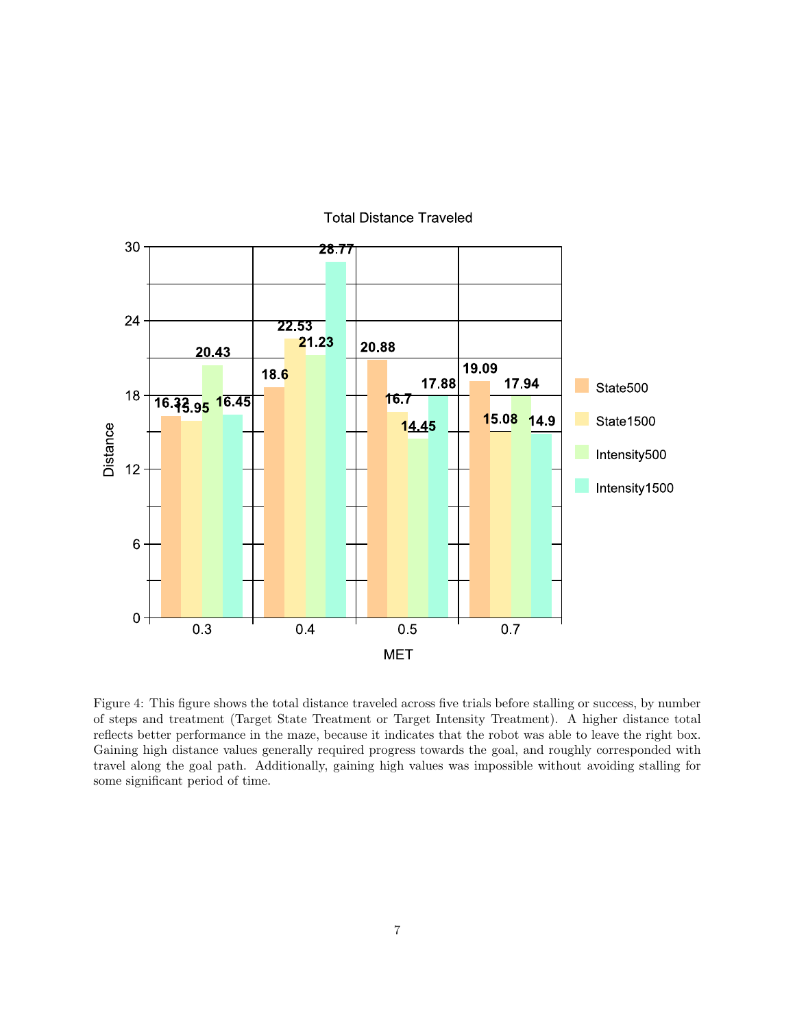Total Distance Traveled

| MET | State500 | State1500 | Intensity500 | Intensity1500 |
|---|---|---|---|---|
| 0.3 | 16.32 | 15.95 | 20.43 | 16.45 |
| 0.4 | 18.6 | 22.53 | 21.23 | 28.77 |
| 0.5 | 20.88 | 16.7 | 14.45 | 17.88 |
| 0.7 | 19.09 | 15.08 | 17.94 | 14.9 |

Figure 4: This figure shows the total distance traveled across five trials before stalling or success, by number of steps and treatment (Target State Treatment or Target Intensity Treatment). A higher distance total reflects better performance in the maze, because it indicates that the robot was able to leave the right box. Gaining high distance values generally required progress towards the goal, and roughly corresponded with travel along the goal path. Additionally, gaining high values was impossible without avoiding stalling for some significant period of time.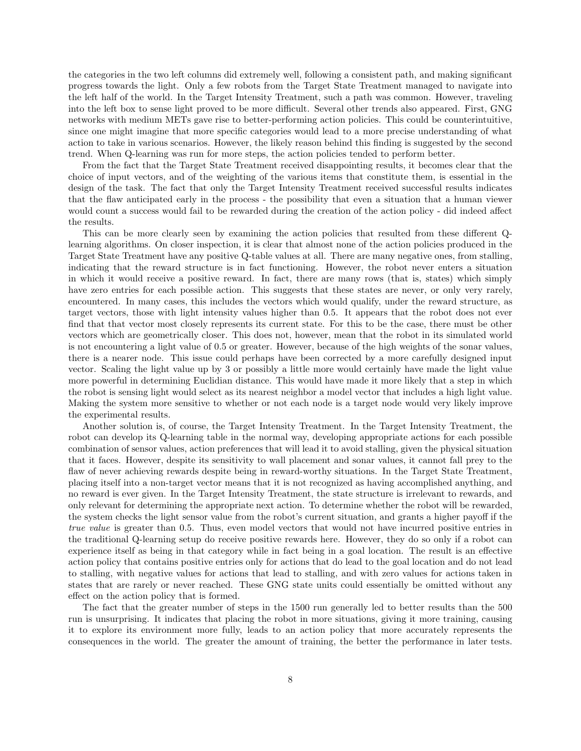the categories in the two left columns did extremely well, following a consistent path, and making significant progress towards the light. Only a few robots from the Target State Treatment managed to navigate into the left half of the world. In the Target Intensity Treatment, such a path was common. However, traveling into the left box to sense light proved to be more difficult. Several other trends also appeared. First, GNG networks with medium METs gave rise to better-performing action policies. This could be counterintuitive, since one might imagine that more specific categories would lead to a more precise understanding of what action to take in various scenarios. However, the likely reason behind this finding is suggested by the second trend. When Q-learning was run for more steps, the action policies tended to perform better.

From the fact that the Target State Treatment received disappointing results, it becomes clear that the choice of input vectors, and of the weighting of the various items that constitute them, is essential in the design of the task. The fact that only the Target Intensity Treatment received successful results indicates that the flaw anticipated early in the process - the possibility that even a situation that a human viewer would count a success would fail to be rewarded during the creation of the action policy - did indeed affect the results.

This can be more clearly seen by examining the action policies that resulted from these different Q-learning algorithms. On closer inspection, it is clear that almost none of the action policies produced in the Target State Treatment have any positive Q-table values at all. There are many negative ones, from stalling, indicating that the reward structure is in fact functioning. However, the robot never enters a situation in which it would receive a positive reward. In fact, there are many rows (that is, states) which simply have zero entries for each possible action. This suggests that these states are never, or only very rarely, encountered. In many cases, this includes the vectors which would qualify, under the reward structure, as target vectors, those with light intensity values higher than 0.5. It appears that the robot does not ever find that that vector most closely represents its current state. For this to be the case, there must be other vectors which are geometrically closer. This does not, however, mean that the robot in its simulated world is not encountering a light value of 0.5 or greater. However, because of the high weights of the sonar values, there is a nearer node. This issue could perhaps have been corrected by a more carefully designed input vector. Scaling the light value up by 3 or possibly a little more would certainly have made the light value more powerful in determining Euclidian distance. This would have made it more likely that a step in which the robot is sensing light would select as its nearest neighbor a model vector that includes a high light value. Making the system more sensitive to whether or not each node is a target node would very likely improve the experimental results.

Another solution is, of course, the Target Intensity Treatment. In the Target Intensity Treatment, the robot can develop its Q-learning table in the normal way, developing appropriate actions for each possible combination of sensor values, action preferences that will lead it to avoid stalling, given the physical situation that it faces. However, despite its sensitivity to wall placement and sonar values, it cannot fall prey to the flaw of never achieving rewards despite being in reward-worthy situations. In the Target State Treatment, placing itself into a non-target vector means that it is not recognized as having accomplished anything, and no reward is ever given. In the Target Intensity Treatment, the state structure is irrelevant to rewards, and only relevant for determining the appropriate next action. To determine whether the robot will be rewarded, the system checks the light sensor value from the robot's current situation, and grants a higher payoff if the *true value* is greater than 0.5. Thus, even model vectors that would not have incurred positive entries in the traditional Q-learning setup do receive positive rewards here. However, they do so only if a robot can experience itself as being in that category while in fact being in a goal location. The result is an effective action policy that contains positive entries only for actions that do lead to the goal location and do not lead to stalling, with negative values for actions that lead to stalling, and with zero values for actions taken in states that are rarely or never reached. These GNG state units could essentially be omitted without any effect on the action policy that is formed.

The fact that the greater number of steps in the 1500 run generally led to better results than the 500 run is unsurprising. It indicates that placing the robot in more situations, giving it more training, causing it to explore its environment more fully, leads to an action policy that more accurately represents the consequences in the world. The greater the amount of training, the better the performance in later tests.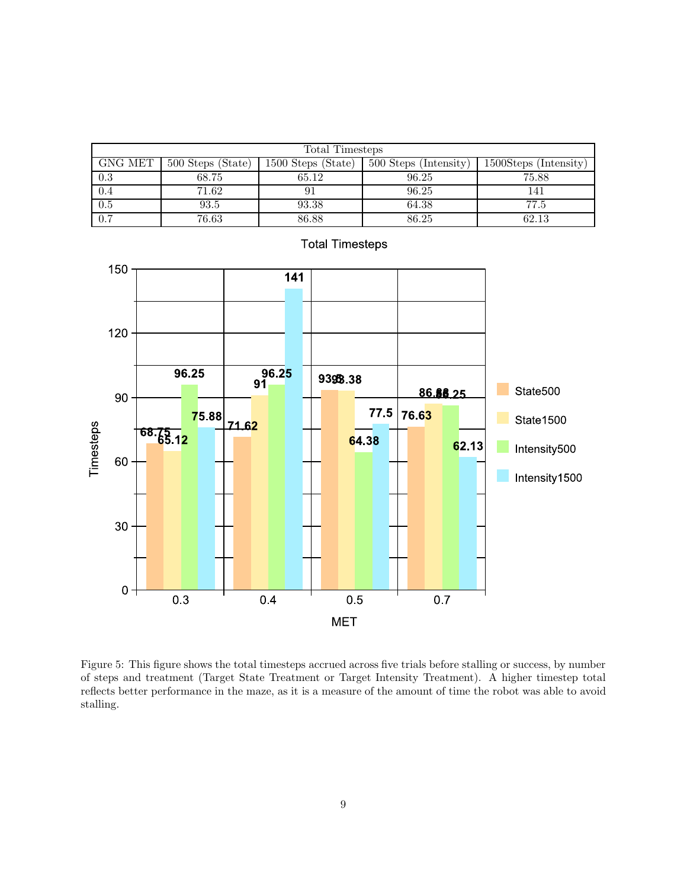| Total Timesteps | | | | |
|---|---|---|---|---|
| GNG MET | 500 Steps (State) | 1500 Steps (State) | 500 Steps (Intensity) | 1500Steps (Intensity) |
| 0.3 | 68.75 | 65.12 | 96.25 | 75.88 |
| 0.4 | 71.62 | 91 | 96.25 | 141 |
| 0.5 | 93.5 | 93.38 | 64.38 | 77.5 |
| 0.7 | 76.63 | 86.88 | 86.25 | 62.13 |

Figure 5: This figure shows the total timesteps accrued across five trials before stalling or success, by number of steps and treatment (Target State Treatment or Target Intensity Treatment). A higher timestep total reflects better performance in the maze, as it is a measure of the amount of time the robot was able to avoid stalling.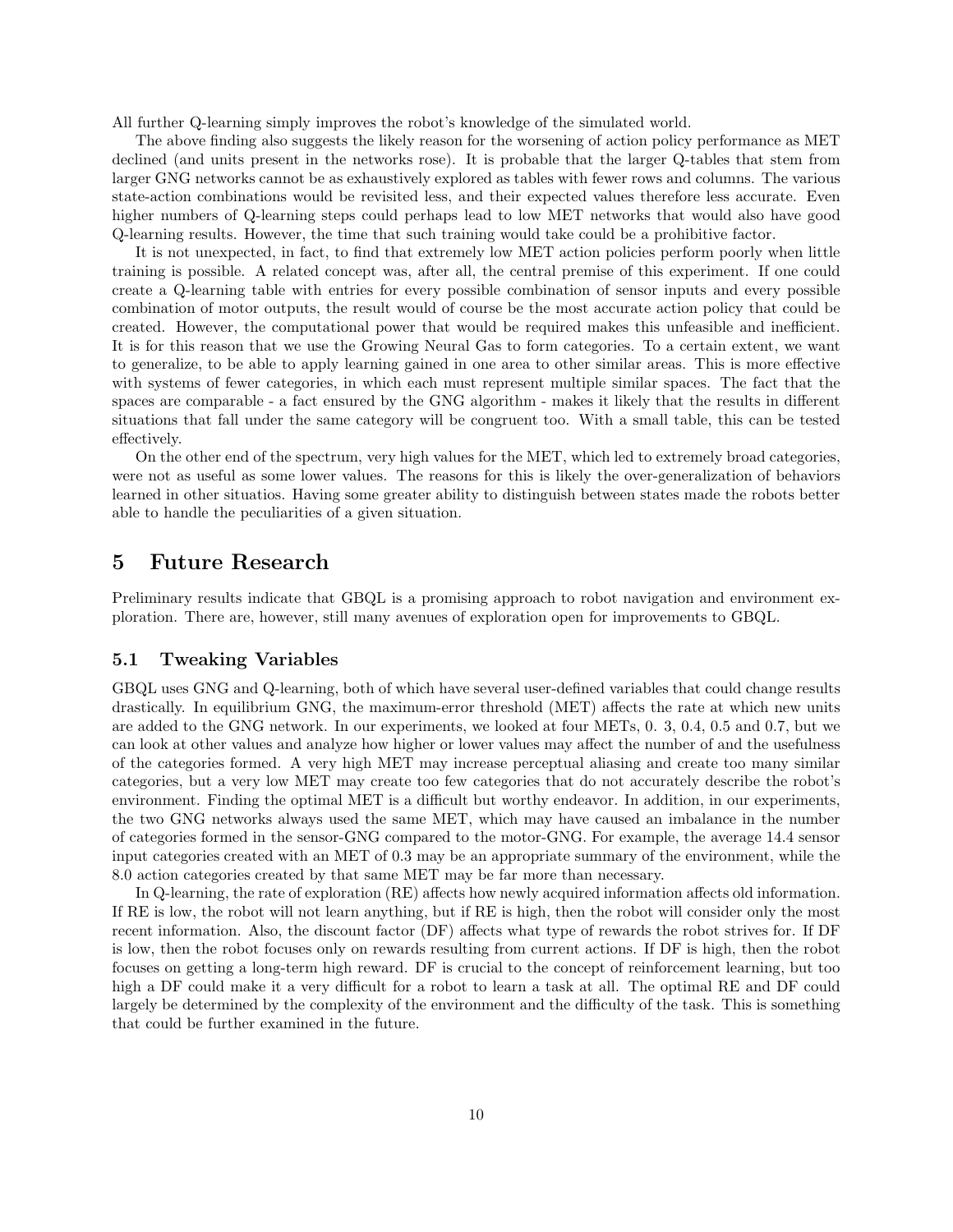All further Q-learning simply improves the robot's knowledge of the simulated world.

The above finding also suggests the likely reason for the worsening of action policy performance as MET declined (and units present in the networks rose). It is probable that the larger Q-tables that stem from larger GNG networks cannot be as exhaustively explored as tables with fewer rows and columns. The various state-action combinations would be revisited less, and their expected values therefore less accurate. Even higher numbers of Q-learning steps could perhaps lead to low MET networks that would also have good Q-learning results. However, the time that such training would take could be a prohibitive factor.

It is not unexpected, in fact, to find that extremely low MET action policies perform poorly when little training is possible. A related concept was, after all, the central premise of this experiment. If one could create a Q-learning table with entries for every possible combination of sensor inputs and every possible combination of motor outputs, the result would of course be the most accurate action policy that could be created. However, the computational power that would be required makes this unfeasible and inefficient. It is for this reason that we use the Growing Neural Gas to form categories. To a certain extent, we want to generalize, to be able to apply learning gained in one area to other similar areas. This is more effective with systems of fewer categories, in which each must represent multiple similar spaces. The fact that the spaces are comparable - a fact ensured by the GNG algorithm - makes it likely that the results in different situations that fall under the same category will be congruent too. With a small table, this can be tested effectively.

On the other end of the spectrum, very high values for the MET, which led to extremely broad categories, were not as useful as some lower values. The reasons for this is likely the over-generalization of behaviors learned in other situatios. Having some greater ability to distinguish between states made the robots better able to handle the peculiarities of a given situation.

# 5 Future Research

Preliminary results indicate that GBQL is a promising approach to robot navigation and environment exploration. There are, however, still many avenues of exploration open for improvements to GBQL.

## 5.1 Tweaking Variables

GBQL uses GNG and Q-learning, both of which have several user-defined variables that could change results drastically. In equilibrium GNG, the maximum-error threshold (MET) affects the rate at which new units are added to the GNG network. In our experiments, we looked at four METs, 0. 3, 0.4, 0.5 and 0.7, but we can look at other values and analyze how higher or lower values may affect the number of and the usefulness of the categories formed. A very high MET may increase perceptual aliasing and create too many similar categories, but a very low MET may create too few categories that do not accurately describe the robot's environment. Finding the optimal MET is a difficult but worthy endeavor. In addition, in our experiments, the two GNG networks always used the same MET, which may have caused an imbalance in the number of categories formed in the sensor-GNG compared to the motor-GNG. For example, the average 14.4 sensor input categories created with an MET of 0.3 may be an appropriate summary of the environment, while the 8.0 action categories created by that same MET may be far more than necessary.

In Q-learning, the rate of exploration (RE) affects how newly acquired information affects old information. If RE is low, the robot will not learn anything, but if RE is high, then the robot will consider only the most recent information. Also, the discount factor (DF) affects what type of rewards the robot strives for. If DF is low, then the robot focuses only on rewards resulting from current actions. If DF is high, then the robot focuses on getting a long-term high reward. DF is crucial to the concept of reinforcement learning, but too high a DF could make it a very difficult for a robot to learn a task at all. The optimal RE and DF could largely be determined by the complexity of the environment and the difficulty of the task. This is something that could be further examined in the future.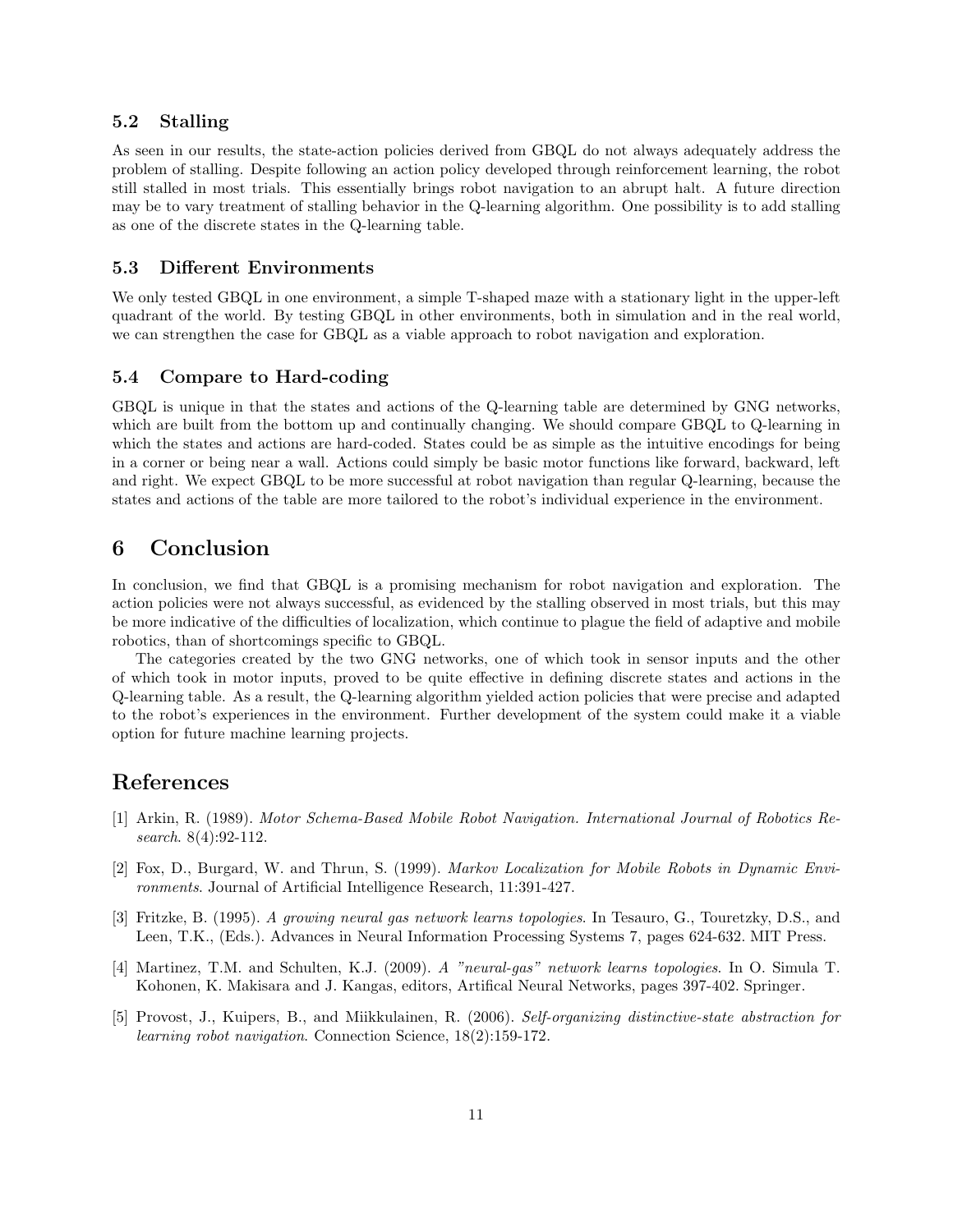### 5.2 Stalling

As seen in our results, the state-action policies derived from GBQL do not always adequately address the problem of stalling. Despite following an action policy developed through reinforcement learning, the robot still stalled in most trials. This essentially brings robot navigation to an abrupt halt. A future direction may be to vary treatment of stalling behavior in the Q-learning algorithm. One possibility is to add stalling as one of the discrete states in the Q-learning table.

### 5.3 Different Environments

We only tested GBQL in one environment, a simple T-shaped maze with a stationary light in the upper-left quadrant of the world. By testing GBQL in other environments, both in simulation and in the real world, we can strengthen the case for GBQL as a viable approach to robot navigation and exploration.

### 5.4 Compare to Hard-coding

GBQL is unique in that the states and actions of the Q-learning table are determined by GNG networks, which are built from the bottom up and continually changing. We should compare GBQL to Q-learning in which the states and actions are hard-coded. States could be as simple as the intuitive encodings for being in a corner or being near a wall. Actions could simply be basic motor functions like forward, backward, left and right. We expect GBQL to be more successful at robot navigation than regular Q-learning, because the states and actions of the table are more tailored to the robot's individual experience in the environment.

## 6 Conclusion

In conclusion, we find that GBQL is a promising mechanism for robot navigation and exploration. The action policies were not always successful, as evidenced by the stalling observed in most trials, but this may be more indicative of the difficulties of localization, which continue to plague the field of adaptive and mobile robotics, than of shortcomings specific to GBQL.

The categories created by the two GNG networks, one of which took in sensor inputs and the other of which took in motor inputs, proved to be quite effective in defining discrete states and actions in the Q-learning table. As a result, the Q-learning algorithm yielded action policies that were precise and adapted to the robot's experiences in the environment. Further development of the system could make it a viable option for future machine learning projects.

## References

[1] Arkin, R. (1989). *Motor Schema-Based Mobile Robot Navigation. International Journal of Robotics Research*. 8(4):92-112.

[2] Fox, D., Burgard, W. and Thrun, S. (1999). *Markov Localization for Mobile Robots in Dynamic Environments*. Journal of Artificial Intelligence Research, 11:391-427.

[3] Fritzke, B. (1995). *A growing neural gas network learns topologies*. In Tesauro, G., Touretzky, D.S., and Leen, T.K., (Eds.). Advances in Neural Information Processing Systems 7, pages 624-632. MIT Press.

[4] Martinez, T.M. and Schulten, K.J. (2009). *A "neural-gas" network learns topologies*. In O. Simula T. Kohonen, K. Makisara and J. Kangas, editors, Artifical Neural Networks, pages 397-402. Springer.

[5] Provost, J., Kuipers, B., and Miikkulainen, R. (2006). *Self-organizing distinctive-state abstraction for learning robot navigation*. Connection Science, 18(2):159-172.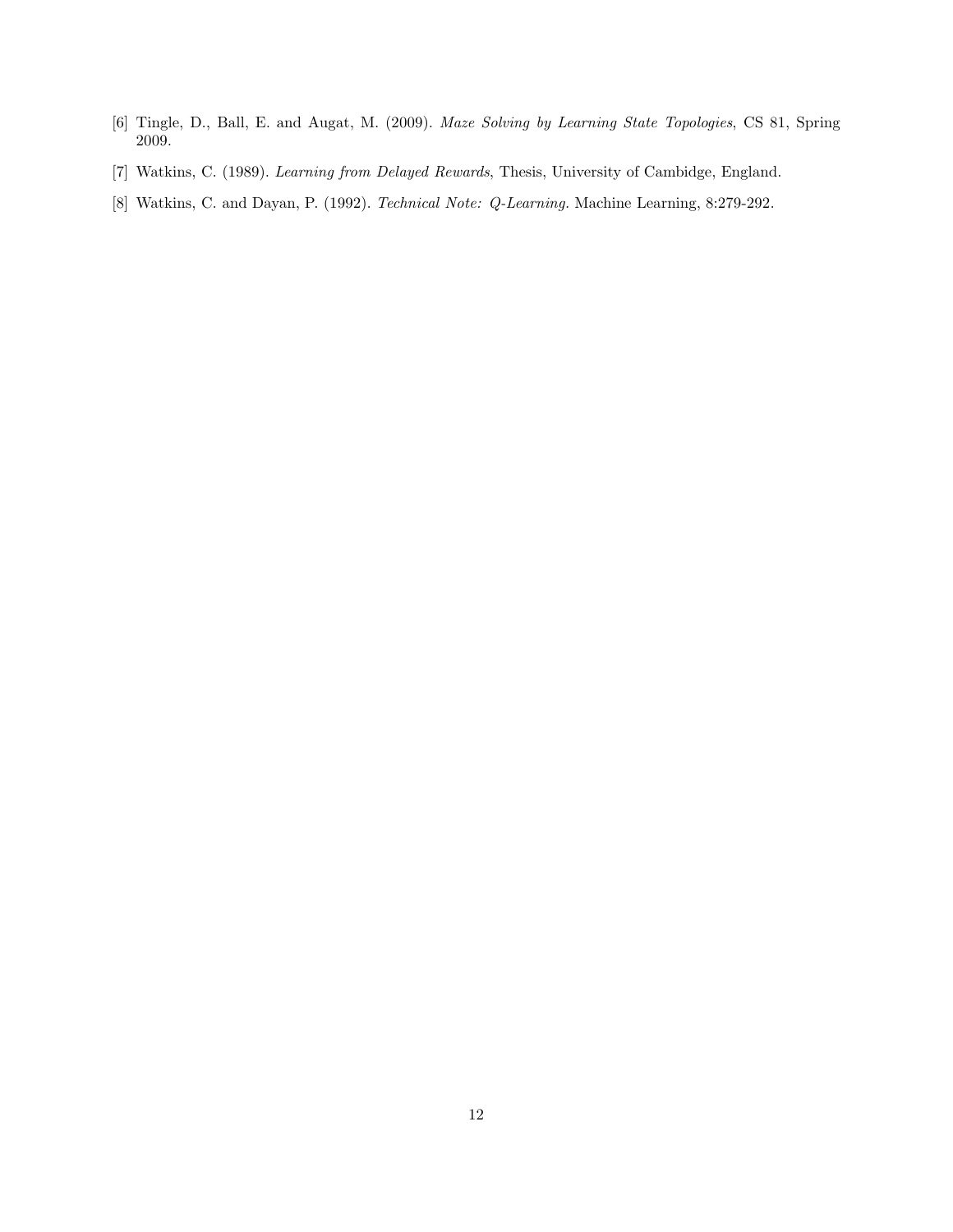[6] Tingle, D., Ball, E. and Augat, M. (2009). *Maze Solving by Learning State Topologies*, CS 81, Spring 2009.

[7] Watkins, C. (1989). *Learning from Delayed Rewards*, Thesis, University of Cambidge, England.

[8] Watkins, C. and Dayan, P. (1992). *Technical Note: Q-Learning.* Machine Learning, 8:279-292.